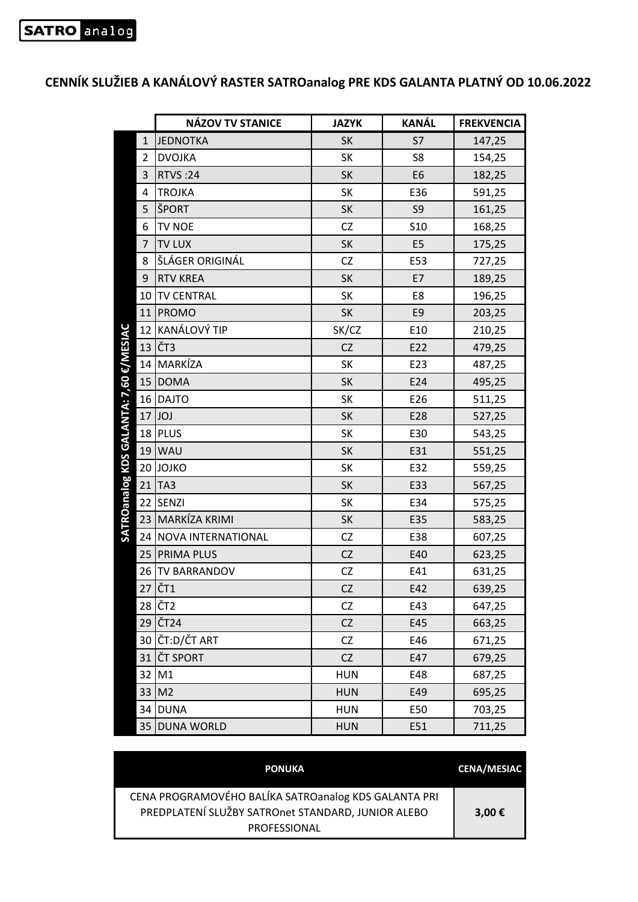SATRO analog

# CENNÍK SLUŽIEB A KANÁLOVÝ RASTER SATROanalog PRE KDS GALANTA PLATNÝ OD 10.06.2022

SATROanalog KDS GALANTA: 7,60 €/MESIAC

| | NÁZOV TV STANICE | JAZYK | KANÁL | FREKVENCIA |
|---|---|---|---|---|
| 1 | JEDNOTKA | SK | S7 | 147,25 |
| 2 | DVOJKA | SK | S8 | 154,25 |
| 3 | RTVS :24 | SK | E6 | 182,25 |
| 4 | TROJKA | SK | E36 | 591,25 |
| 5 | ŠPORT | SK | S9 | 161,25 |
| 6 | TV NOE | CZ | S10 | 168,25 |
| 7 | TV LUX | SK | E5 | 175,25 |
| 8 | ŠLÁGER ORIGINÁL | CZ | E53 | 727,25 |
| 9 | RTV KREA | SK | E7 | 189,25 |
| 10 | TV CENTRAL | SK | E8 | 196,25 |
| 11 | PROMO | SK | E9 | 203,25 |
| 12 | KANÁLOVÝ TIP | SK/CZ | E10 | 210,25 |
| 13 | ČT3 | CZ | E22 | 479,25 |
| 14 | MARKÍZA | SK | E23 | 487,25 |
| 15 | DOMA | SK | E24 | 495,25 |
| 16 | DAJTO | SK | E26 | 511,25 |
| 17 | JOJ | SK | E28 | 527,25 |
| 18 | PLUS | SK | E30 | 543,25 |
| 19 | WAU | SK | E31 | 551,25 |
| 20 | JOJKO | SK | E32 | 559,25 |
| 21 | TA3 | SK | E33 | 567,25 |
| 22 | SENZI | SK | E34 | 575,25 |
| 23 | MARKÍZA KRIMI | SK | E35 | 583,25 |
| 24 | NOVA INTERNATIONAL | CZ | E38 | 607,25 |
| 25 | PRIMA PLUS | CZ | E40 | 623,25 |
| 26 | TV BARRANDOV | CZ | E41 | 631,25 |
| 27 | ČT1 | CZ | E42 | 639,25 |
| 28 | ČT2 | CZ | E43 | 647,25 |
| 29 | ČT24 | CZ | E45 | 663,25 |
| 30 | ČT:D/ČT ART | CZ | E46 | 671,25 |
| 31 | ČT SPORT | CZ | E47 | 679,25 |
| 32 | M1 | HUN | E48 | 687,25 |
| 33 | M2 | HUN | E49 | 695,25 |
| 34 | DUNA | HUN | E50 | 703,25 |
| 35 | DUNA WORLD | HUN | E51 | 711,25 |

| PONUKA | CENA/MESIAC |
|---|---|
| CENA PROGRAMOVÉHO BALÍKA SATROanalog KDS GALANTA PRI PREDPLATENÍ SLUŽBY SATROnet STANDARD, JUNIOR ALEBO PROFESSIONAL | **3,00 €** |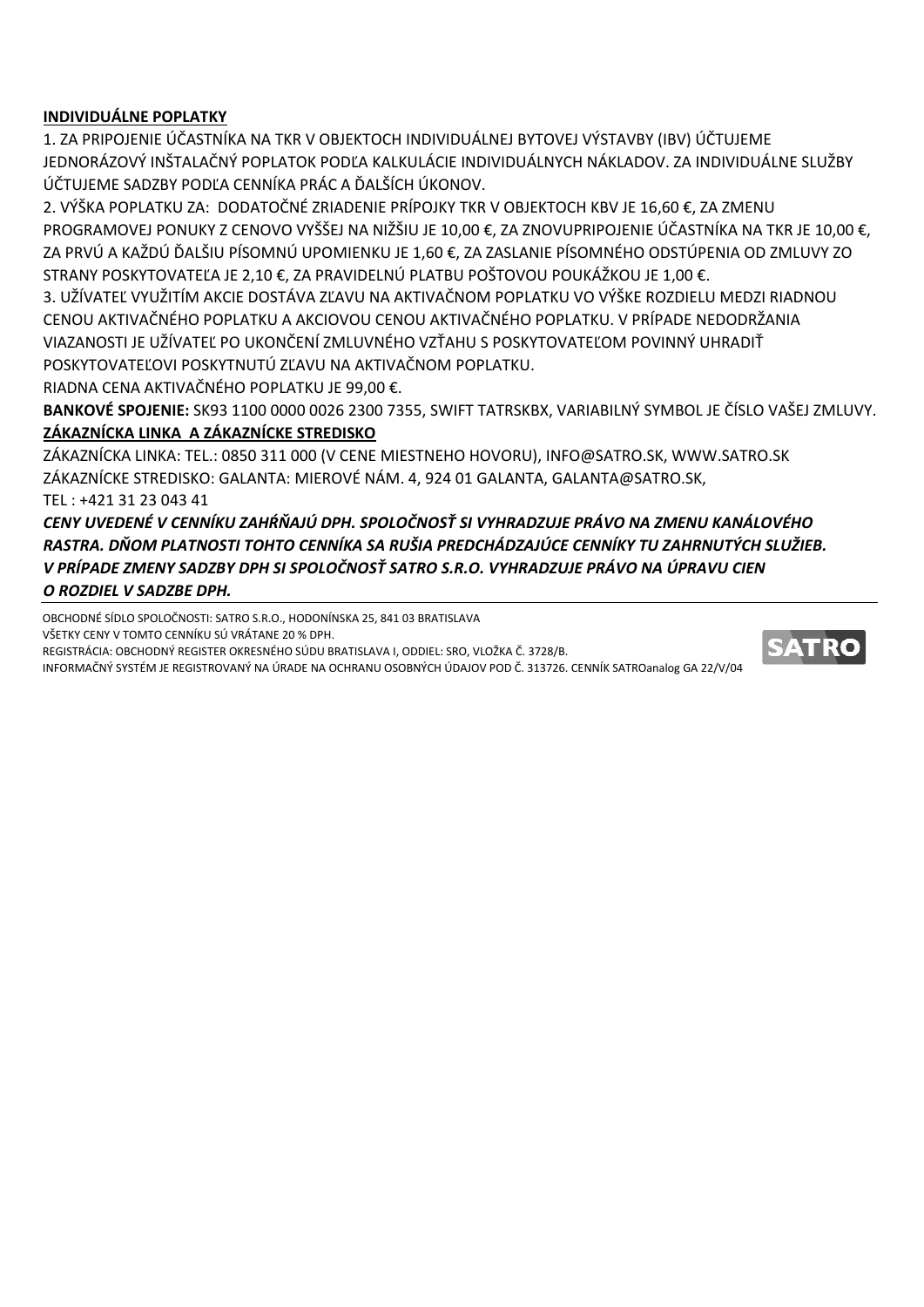**INDIVIDUÁLNE POPLATKY**

1. ZA PRIPOJENIE ÚČASTNÍKA NA TKR V OBJEKTOCH INDIVIDUÁLNEJ BYTOVEJ VÝSTAVBY (IBV) ÚČTUJEME JEDNORÁZOVÝ INŠTALAČNÝ POPLATOK PODĽA KALKULÁCIE INDIVIDUÁLNYCH NÁKLADOV. ZA INDIVIDUÁLNE SLUŽBY ÚČTUJEME SADZBY PODĽA CENNÍKA PRÁC A ĎALŠÍCH ÚKONOV.

2. VÝŠKA POPLATKU ZA: DODATOČNÉ ZRIADENIE PRÍPOJKY TKR V OBJEKTOCH KBV JE 16,60 €, ZA ZMENU PROGRAMOVEJ PONUKY Z CENOVO VYŠŠEJ NA NIŽŠIU JE 10,00 €, ZA ZNOVUPRIPOJENIE ÚČASTNÍKA NA TKR JE 10,00 €, ZA PRVÚ A KAŽDÚ ĎALŠIU PÍSOMNÚ UPOMIENKU JE 1,60 €, ZA ZASLANIE PÍSOMNÉHO ODSTÚPENIA OD ZMLUVY ZO STRANY POSKYTOVATEĽA JE 2,10 €, ZA PRAVIDELNÚ PLATBU POŠTOVOU POUKÁŽKOU JE 1,00 €.

3. UŽÍVATEĽ VYUŽITÍM AKCIE DOSTÁVA ZĽAVU NA AKTIVAČNOM POPLATKU VO VÝŠKE ROZDIELU MEDZI RIADNOU CENOU AKTIVAČNÉHO POPLATKU A AKCIOVOU CENOU AKTIVAČNÉHO POPLATKU. V PRÍPADE NEDODRŽANIA VIAZANOSTI JE UŽÍVATEĽ PO UKONČENÍ ZMLUVNÉHO VZŤAHU S POSKYTOVATEĽOM POVINNÝ UHRADIŤ POSKYTOVATEĽOVI POSKYTNUTÚ ZĽAVU NA AKTIVAČNOM POPLATKU.

RIADNA CENA AKTIVAČNÉHO POPLATKU JE 99,00 €.

**BANKOVÉ SPOJENIE:** SK93 1100 0000 0026 2300 7355, SWIFT TATRSKBX, VARIABILNÝ SYMBOL JE ČÍSLO VAŠEJ ZMLUVY.

**ZÁKAZNÍCKA LINKA A ZÁKAZNÍCKE STREDISKO**

ZÁKAZNÍCKA LINKA: TEL.: 0850 311 000 (V CENE MIESTNEHO HOVORU), INFO@SATRO.SK, WWW.SATRO.SK
ZÁKAZNÍCKE STREDISKO: GALANTA: MIEROVÉ NÁM. 4, 924 01 GALANTA, GALANTA@SATRO.SK,
TEL : +421 31 23 043 41

***CENY UVEDENÉ V CENNÍKU ZAHŔŇAJÚ DPH. SPOLOČNOSŤ SI VYHRADZUJE PRÁVO NA ZMENU KANÁLOVÉHO RASTRA. DŇOM PLATNOSTI TOHTO CENNÍKA SA RUŠIA PREDCHÁDZAJÚCE CENNÍKY TU ZAHRNUTÝCH SLUŽIEB. V PRÍPADE ZMENY SADZBY DPH SI SPOLOČNOSŤ SATRO S.R.O. VYHRADZUJE PRÁVO NA ÚPRAVU CIEN O ROZDIEL V SADZBE DPH.***

OBCHODNÉ SÍDLO SPOLOČNOSTI: SATRO S.R.O., HODONÍNSKA 25, 841 03 BRATISLAVA
VŠETKY CENY V TOMTO CENNÍKU SÚ VRÁTANE 20 % DPH.
REGISTRÁCIA: OBCHODNÝ REGISTER OKRESNÉHO SÚDU BRATISLAVA I, ODDIEL: SRO, VLOŽKA Č. 3728/B.
INFORMAČNÝ SYSTÉM JE REGISTROVANÝ NA ÚRADE NA OCHRANU OSOBNÝCH ÚDAJOV POD Č. 313726. CENNÍK SATROanalog GA 22/V/04

SATRO